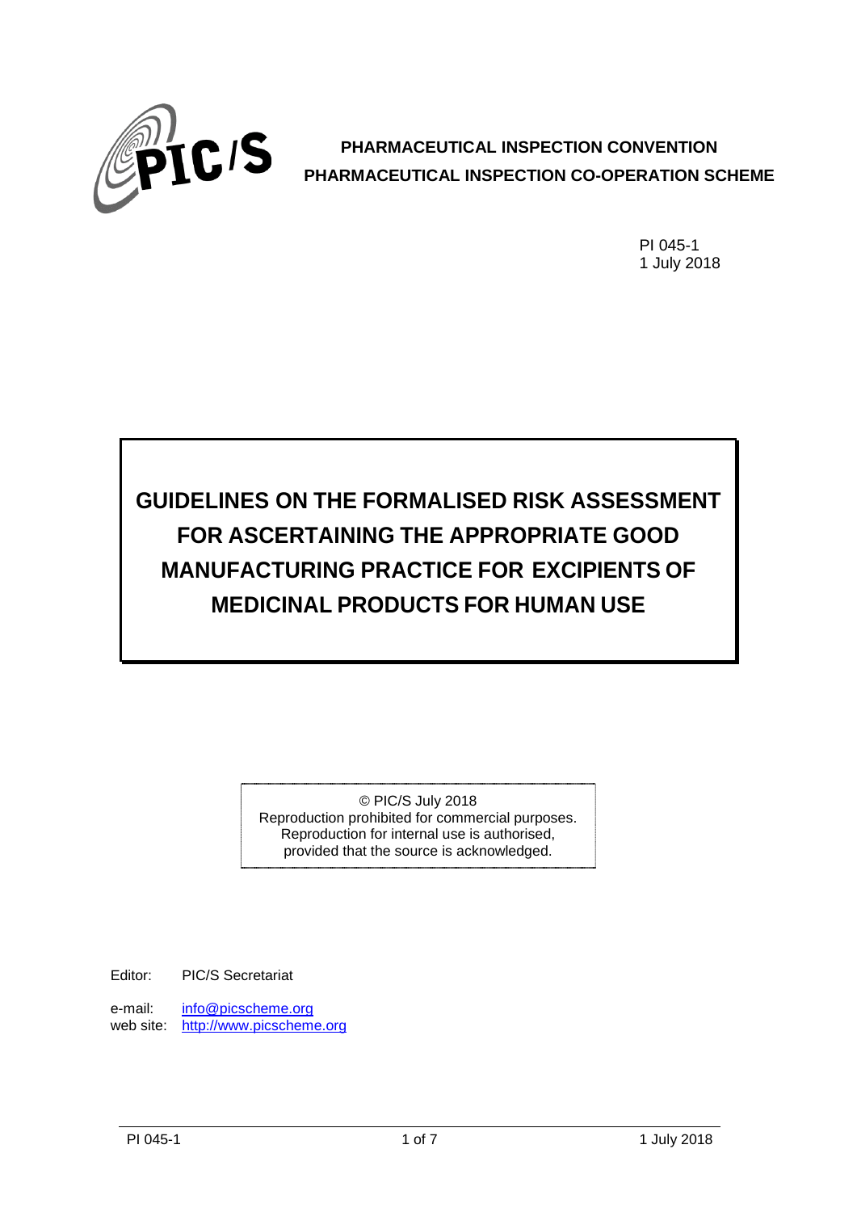**PHARMACEUTICAL INSPECTION CONVENTION**
**PHARMACEUTICAL INSPECTION CO-OPERATION SCHEME**

PI 045-1
1 July 2018

# GUIDELINES ON THE FORMALISED RISK ASSESSMENT FOR ASCERTAINING THE APPROPRIATE GOOD MANUFACTURING PRACTICE FOR EXCIPIENTS OF MEDICINAL PRODUCTS FOR HUMAN USE

© PIC/S July 2018
Reproduction prohibited for commercial purposes.
Reproduction for internal use is authorised,
provided that the source is acknowledged.

Editor: PIC/S Secretariat

e-mail: info@picscheme.org
web site: http://www.picscheme.org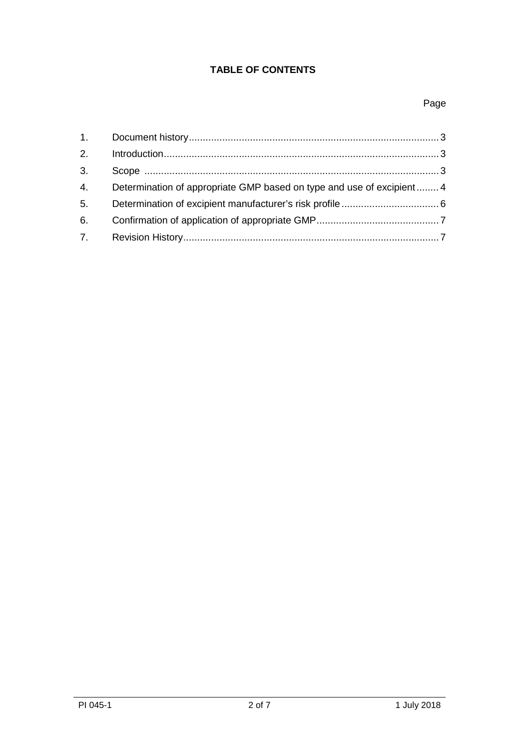**TABLE OF CONTENTS**

| | | Page |
|---|---|---|
| 1. | Document history | 3 |
| 2. | Introduction | 3 |
| 3. | Scope | 3 |
| 4. | Determination of appropriate GMP based on type and use of excipient | 4 |
| 5. | Determination of excipient manufacturer's risk profile | 6 |
| 6. | Confirmation of application of appropriate GMP | 7 |
| 7. | Revision History | 7 |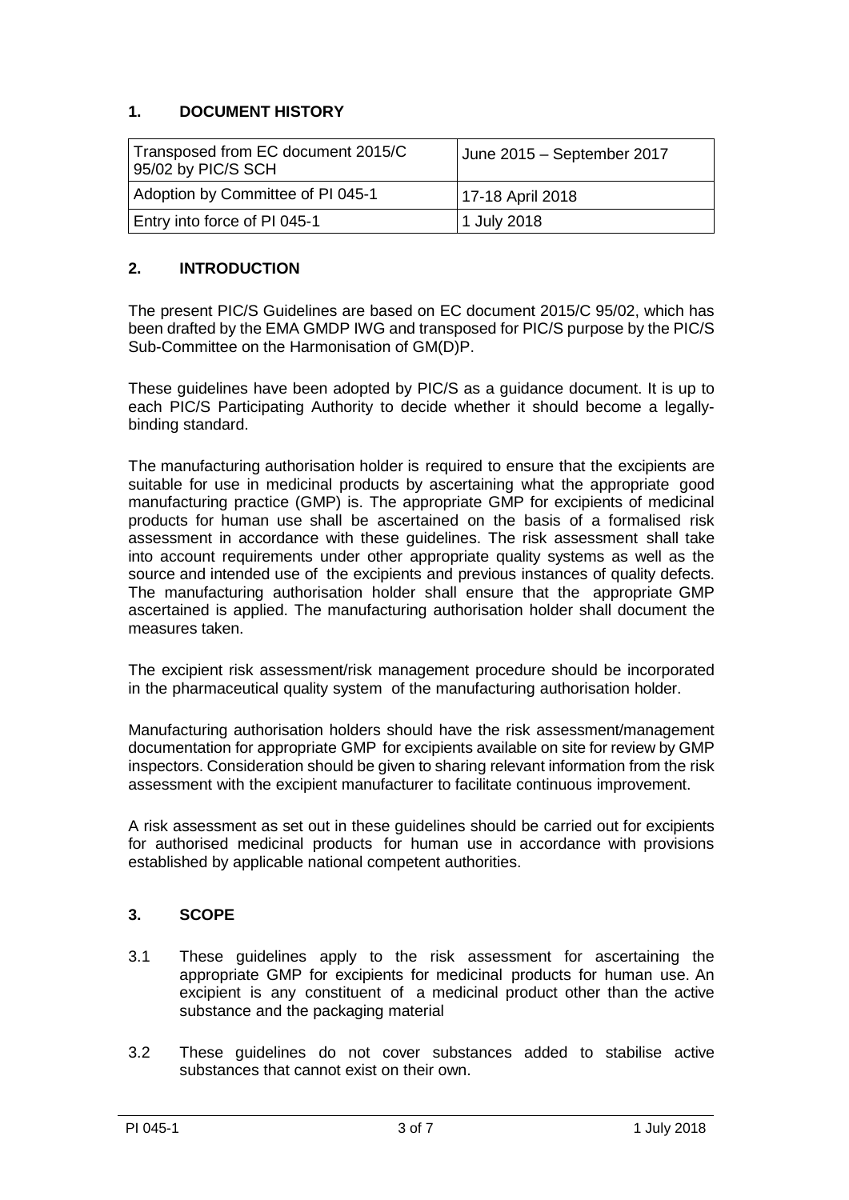## 1. DOCUMENT HISTORY

| Transposed from EC document 2015/C 95/02 by PIC/S SCH | June 2015 – September 2017 |
| --- | --- |
| Adoption by Committee of PI 045-1 | 17-18 April 2018 |
| Entry into force of PI 045-1 | 1 July 2018 |

## 2. INTRODUCTION

The present PIC/S Guidelines are based on EC document 2015/C 95/02, which has been drafted by the EMA GMDP IWG and transposed for PIC/S purpose by the PIC/S Sub-Committee on the Harmonisation of GM(D)P.

These guidelines have been adopted by PIC/S as a guidance document. It is up to each PIC/S Participating Authority to decide whether it should become a legally-binding standard.

The manufacturing authorisation holder is required to ensure that the excipients are suitable for use in medicinal products by ascertaining what the appropriate good manufacturing practice (GMP) is. The appropriate GMP for excipients of medicinal products for human use shall be ascertained on the basis of a formalised risk assessment in accordance with these guidelines. The risk assessment shall take into account requirements under other appropriate quality systems as well as the source and intended use of the excipients and previous instances of quality defects. The manufacturing authorisation holder shall ensure that the appropriate GMP ascertained is applied. The manufacturing authorisation holder shall document the measures taken.

The excipient risk assessment/risk management procedure should be incorporated in the pharmaceutical quality system of the manufacturing authorisation holder.

Manufacturing authorisation holders should have the risk assessment/management documentation for appropriate GMP for excipients available on site for review by GMP inspectors. Consideration should be given to sharing relevant information from the risk assessment with the excipient manufacturer to facilitate continuous improvement.

A risk assessment as set out in these guidelines should be carried out for excipients for authorised medicinal products for human use in accordance with provisions established by applicable national competent authorities.

## 3. SCOPE

3.1 These guidelines apply to the risk assessment for ascertaining the appropriate GMP for excipients for medicinal products for human use. An excipient is any constituent of a medicinal product other than the active substance and the packaging material

3.2 These guidelines do not cover substances added to stabilise active substances that cannot exist on their own.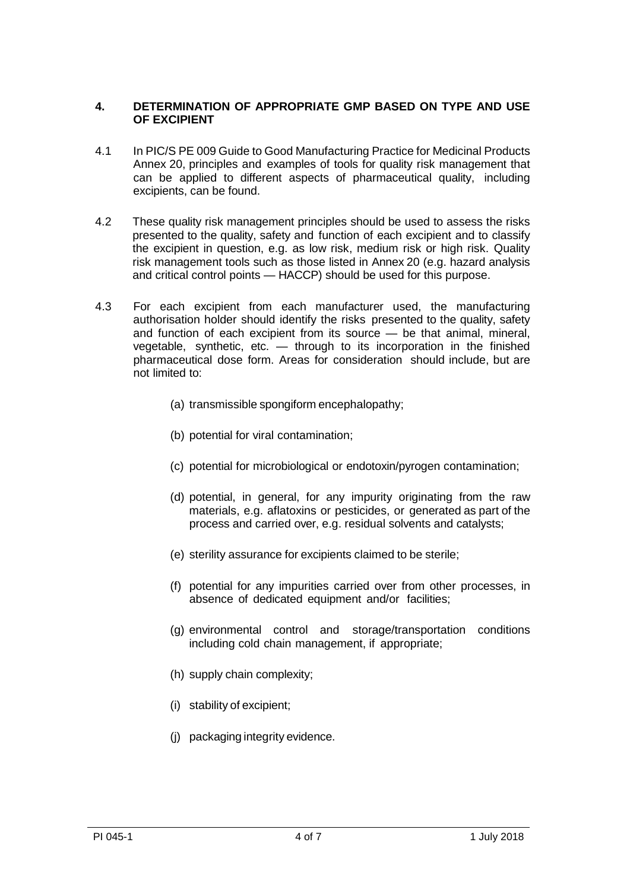## 4. DETERMINATION OF APPROPRIATE GMP BASED ON TYPE AND USE OF EXCIPIENT

4.1 In PIC/S PE 009 Guide to Good Manufacturing Practice for Medicinal Products Annex 20, principles and examples of tools for quality risk management that can be applied to different aspects of pharmaceutical quality, including excipients, can be found.

4.2 These quality risk management principles should be used to assess the risks presented to the quality, safety and function of each excipient and to classify the excipient in question, e.g. as low risk, medium risk or high risk. Quality risk management tools such as those listed in Annex 20 (e.g. hazard analysis and critical control points — HACCP) should be used for this purpose.

4.3 For each excipient from each manufacturer used, the manufacturing authorisation holder should identify the risks presented to the quality, safety and function of each excipient from its source — be that animal, mineral, vegetable, synthetic, etc. — through to its incorporation in the finished pharmaceutical dose form. Areas for consideration should include, but are not limited to:

(a) transmissible spongiform encephalopathy;

(b) potential for viral contamination;

(c) potential for microbiological or endotoxin/pyrogen contamination;

(d) potential, in general, for any impurity originating from the raw materials, e.g. aflatoxins or pesticides, or generated as part of the process and carried over, e.g. residual solvents and catalysts;

(e) sterility assurance for excipients claimed to be sterile;

(f) potential for any impurities carried over from other processes, in absence of dedicated equipment and/or facilities;

(g) environmental control and storage/transportation conditions including cold chain management, if appropriate;

(h) supply chain complexity;

(i) stability of excipient;

(j) packaging integrity evidence.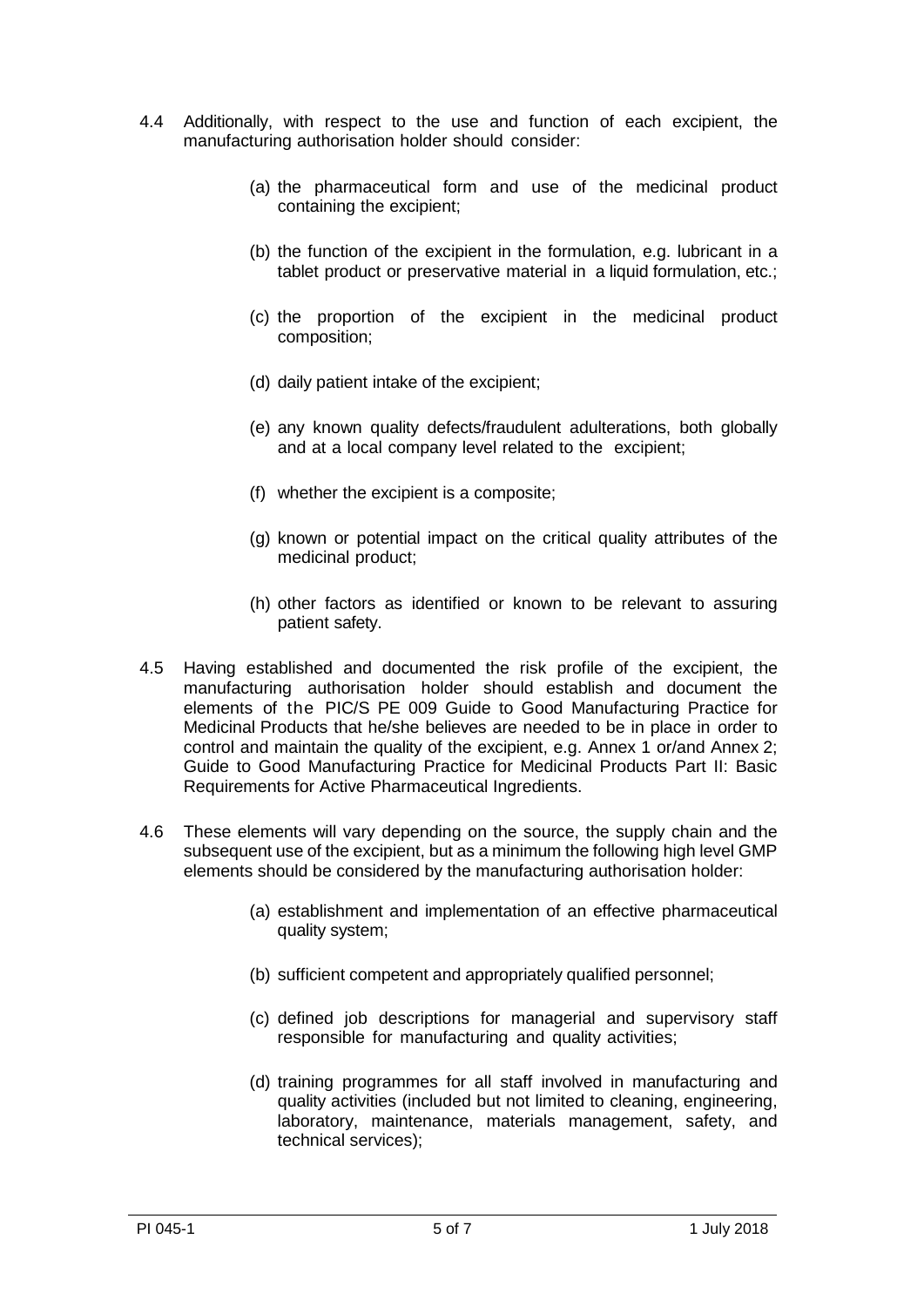4.4 Additionally, with respect to the use and function of each excipient, the manufacturing authorisation holder should consider:

(a) the pharmaceutical form and use of the medicinal product containing the excipient;

(b) the function of the excipient in the formulation, e.g. lubricant in a tablet product or preservative material in a liquid formulation, etc.;

(c) the proportion of the excipient in the medicinal product composition;

(d) daily patient intake of the excipient;

(e) any known quality defects/fraudulent adulterations, both globally and at a local company level related to the excipient;

(f) whether the excipient is a composite;

(g) known or potential impact on the critical quality attributes of the medicinal product;

(h) other factors as identified or known to be relevant to assuring patient safety.

4.5 Having established and documented the risk profile of the excipient, the manufacturing authorisation holder should establish and document the elements of the PIC/S PE 009 Guide to Good Manufacturing Practice for Medicinal Products that he/she believes are needed to be in place in order to control and maintain the quality of the excipient, e.g. Annex 1 or/and Annex 2; Guide to Good Manufacturing Practice for Medicinal Products Part II: Basic Requirements for Active Pharmaceutical Ingredients.

4.6 These elements will vary depending on the source, the supply chain and the subsequent use of the excipient, but as a minimum the following high level GMP elements should be considered by the manufacturing authorisation holder:

(a) establishment and implementation of an effective pharmaceutical quality system;

(b) sufficient competent and appropriately qualified personnel;

(c) defined job descriptions for managerial and supervisory staff responsible for manufacturing and quality activities;

(d) training programmes for all staff involved in manufacturing and quality activities (included but not limited to cleaning, engineering, laboratory, maintenance, materials management, safety, and technical services);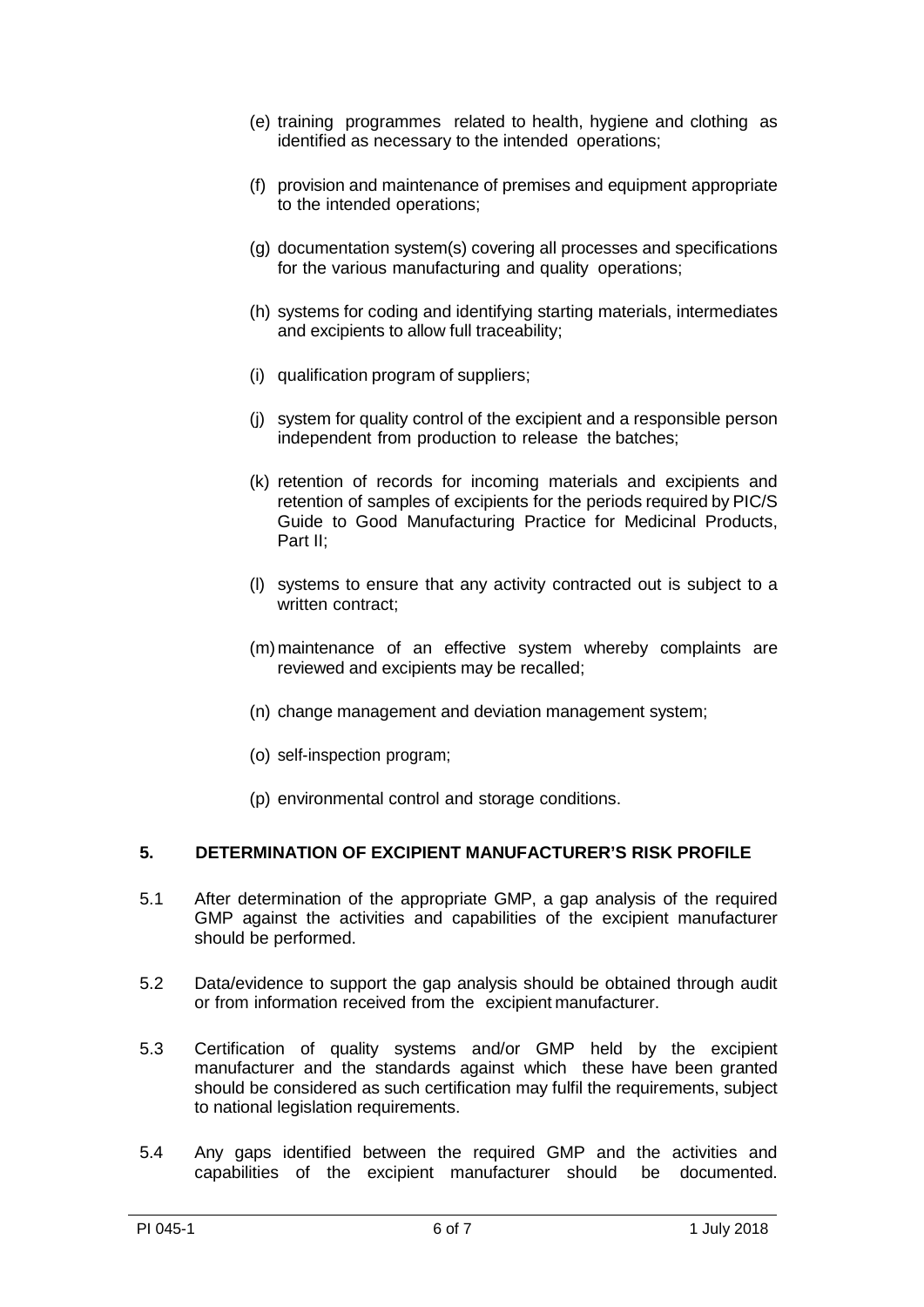(e) training programmes related to health, hygiene and clothing as identified as necessary to the intended operations;

(f) provision and maintenance of premises and equipment appropriate to the intended operations;

(g) documentation system(s) covering all processes and specifications for the various manufacturing and quality operations;

(h) systems for coding and identifying starting materials, intermediates and excipients to allow full traceability;

(i) qualification program of suppliers;

(j) system for quality control of the excipient and a responsible person independent from production to release the batches;

(k) retention of records for incoming materials and excipients and retention of samples of excipients for the periods required by PIC/S Guide to Good Manufacturing Practice for Medicinal Products, Part II;

(l) systems to ensure that any activity contracted out is subject to a written contract;

(m) maintenance of an effective system whereby complaints are reviewed and excipients may be recalled;

(n) change management and deviation management system;

(o) self-inspection program;

(p) environmental control and storage conditions.

## 5. DETERMINATION OF EXCIPIENT MANUFACTURER'S RISK PROFILE

5.1 After determination of the appropriate GMP, a gap analysis of the required GMP against the activities and capabilities of the excipient manufacturer should be performed.

5.2 Data/evidence to support the gap analysis should be obtained through audit or from information received from the excipient manufacturer.

5.3 Certification of quality systems and/or GMP held by the excipient manufacturer and the standards against which these have been granted should be considered as such certification may fulfil the requirements, subject to national legislation requirements.

5.4 Any gaps identified between the required GMP and the activities and capabilities of the excipient manufacturer should be documented.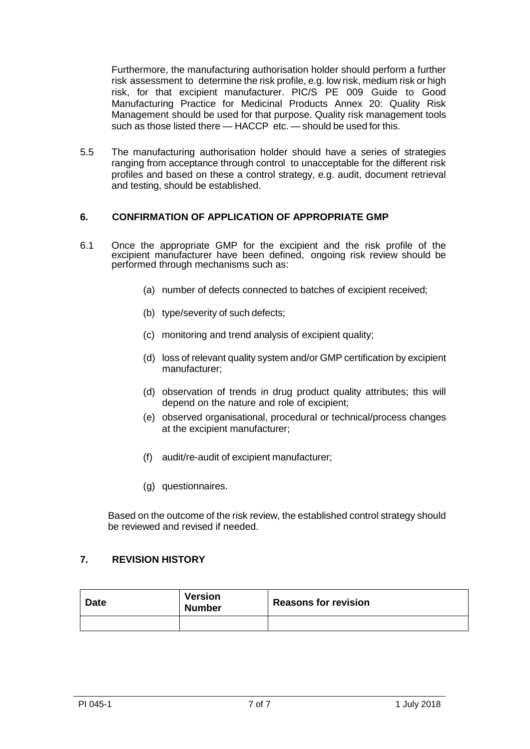Furthermore, the manufacturing authorisation holder should perform a further risk assessment to determine the risk profile, e.g. low risk, medium risk or high risk, for that excipient manufacturer. PIC/S PE 009 Guide to Good Manufacturing Practice for Medicinal Products Annex 20: Quality Risk Management should be used for that purpose. Quality risk management tools such as those listed there — HACCP etc. — should be used for this.

5.5 The manufacturing authorisation holder should have a series of strategies ranging from acceptance through control to unacceptable for the different risk profiles and based on these a control strategy, e.g. audit, document retrieval and testing, should be established.

## 6. CONFIRMATION OF APPLICATION OF APPROPRIATE GMP

6.1 Once the appropriate GMP for the excipient and the risk profile of the excipient manufacturer have been defined, ongoing risk review should be performed through mechanisms such as:

(a) number of defects connected to batches of excipient received;

(b) type/severity of such defects;

(c) monitoring and trend analysis of excipient quality;

(d) loss of relevant quality system and/or GMP certification by excipient manufacturer;

(d) observation of trends in drug product quality attributes; this will depend on the nature and role of excipient;

(e) observed organisational, procedural or technical/process changes at the excipient manufacturer;

(f) audit/re-audit of excipient manufacturer;

(g) questionnaires.

Based on the outcome of the risk review, the established control strategy should be reviewed and revised if needed.

## 7. REVISION HISTORY

| Date | Version Number | Reasons for revision |
|---|---|---|
| | | |